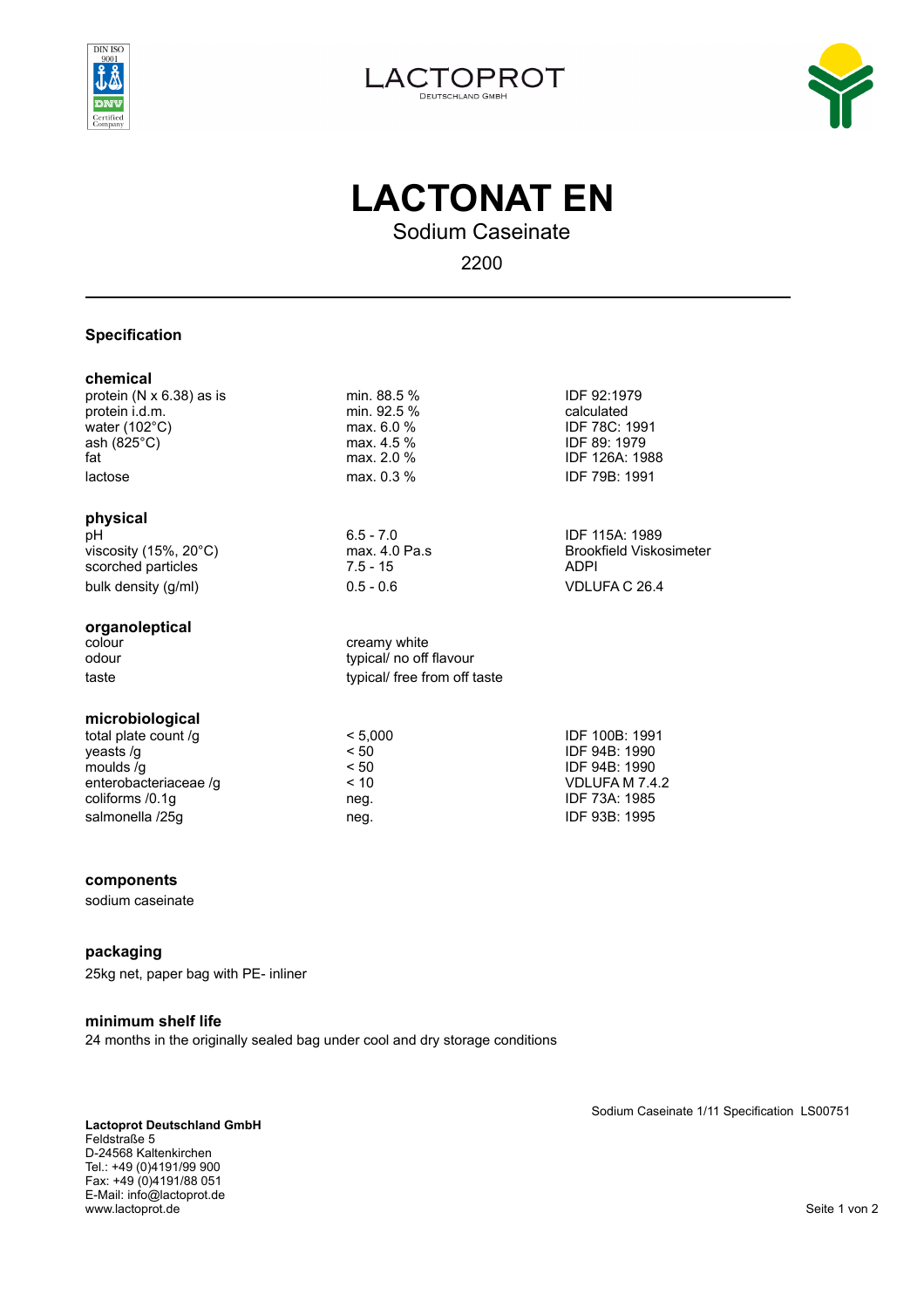LACTOPROT
DEUTSCHLAND GMBH

# LACTONAT EN

## Sodium Caseinate

2200

---

### Specification

#### chemical

| | | |
|---|---|---|
| protein (N x 6.38) as is | min. 88.5 % | IDF 92:1979 |
| protein i.d.m. | min. 92.5 % | calculated |
| water (102°C) | max. 6.0 % | IDF 78C: 1991 |
| ash (825°C) | max. 4.5 % | IDF 89: 1979 |
| fat | max. 2.0 % | IDF 126A: 1988 |
| lactose | max. 0.3 % | IDF 79B: 1991 |

#### physical

| | | |
|---|---|---|
| pH | 6.5 - 7.0 | IDF 115A: 1989 |
| viscosity (15%, 20°C) | max. 4.0 Pa.s | Brookfield Viskosimeter |
| scorched particles | 7.5 - 15 | ADPI |
| bulk density (g/ml) | 0.5 - 0.6 | VDLUFA C 26.4 |

#### organoleptical

| | |
|---|---|
| colour | creamy white |
| odour | typical/ no off flavour |
| taste | typical/ free from off taste |

#### microbiological

| | | |
|---|---|---|
| total plate count /g | < 5,000 | IDF 100B: 1991 |
| yeasts /g | < 50 | IDF 94B: 1990 |
| moulds /g | < 50 | IDF 94B: 1990 |
| enterobacteriaceae /g | < 10 | VDLUFA M 7.4.2 |
| coliforms /0.1g | neg. | IDF 73A: 1985 |
| salmonella /25g | neg. | IDF 93B: 1995 |

#### components

sodium caseinate

#### packaging

25kg net, paper bag with PE- inliner

#### minimum shelf life

24 months in the originally sealed bag under cool and dry storage conditions

Sodium Caseinate 1/11 Specification LS00751

**Lactoprot Deutschland GmbH**
Feldstraße 5
D-24568 Kaltenkirchen
Tel.: +49 (0)4191/99 900
Fax: +49 (0)4191/88 051
E-Mail: info@lactoprot.de
www.lactoprot.de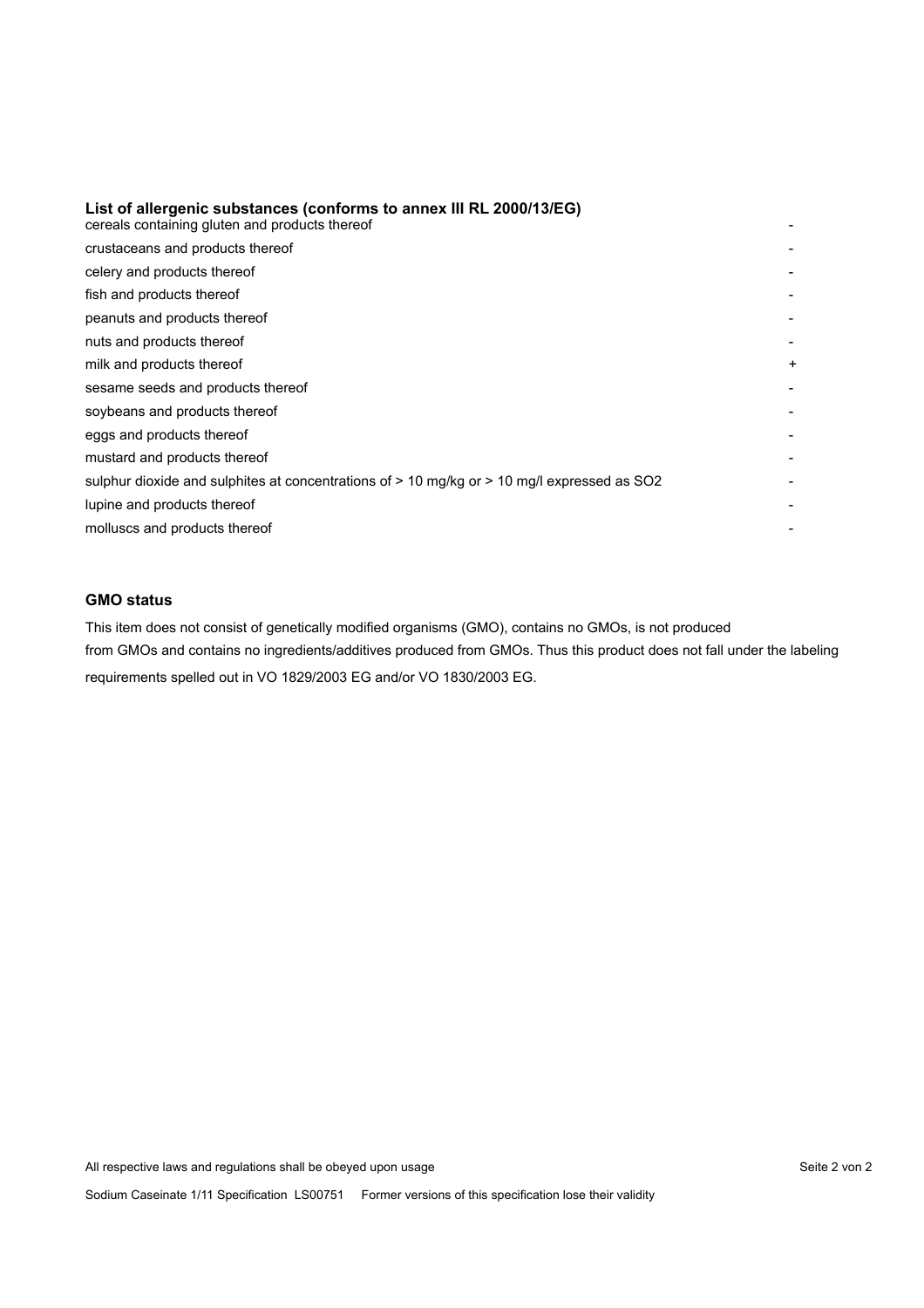## List of allergenic substances (conforms to annex III RL 2000/13/EG)

| | |
|---|---|
| cereals containing gluten and products thereof | - |
| crustaceans and products thereof | - |
| celery and products thereof | - |
| fish and products thereof | - |
| peanuts and products thereof | - |
| nuts and products thereof | - |
| milk and products thereof | + |
| sesame seeds and products thereof | - |
| soybeans and products thereof | - |
| eggs and products thereof | - |
| mustard and products thereof | - |
| sulphur dioxide and sulphites at concentrations of > 10 mg/kg or > 10 mg/l expressed as $SO_2$ | - |
| lupine and products thereof | - |
| molluscs and products thereof | - |

## GMO status

This item does not consist of genetically modified organisms (GMO), contains no GMOs, is not produced from GMOs and contains no ingredients/additives produced from GMOs. Thus this product does not fall under the labeling requirements spelled out in VO 1829/2003 EG and/or VO 1830/2003 EG.

All respective laws and regulations shall be obeyed upon usage

Sodium Caseinate 1/11 Specification LS00751 Former versions of this specification lose their validity